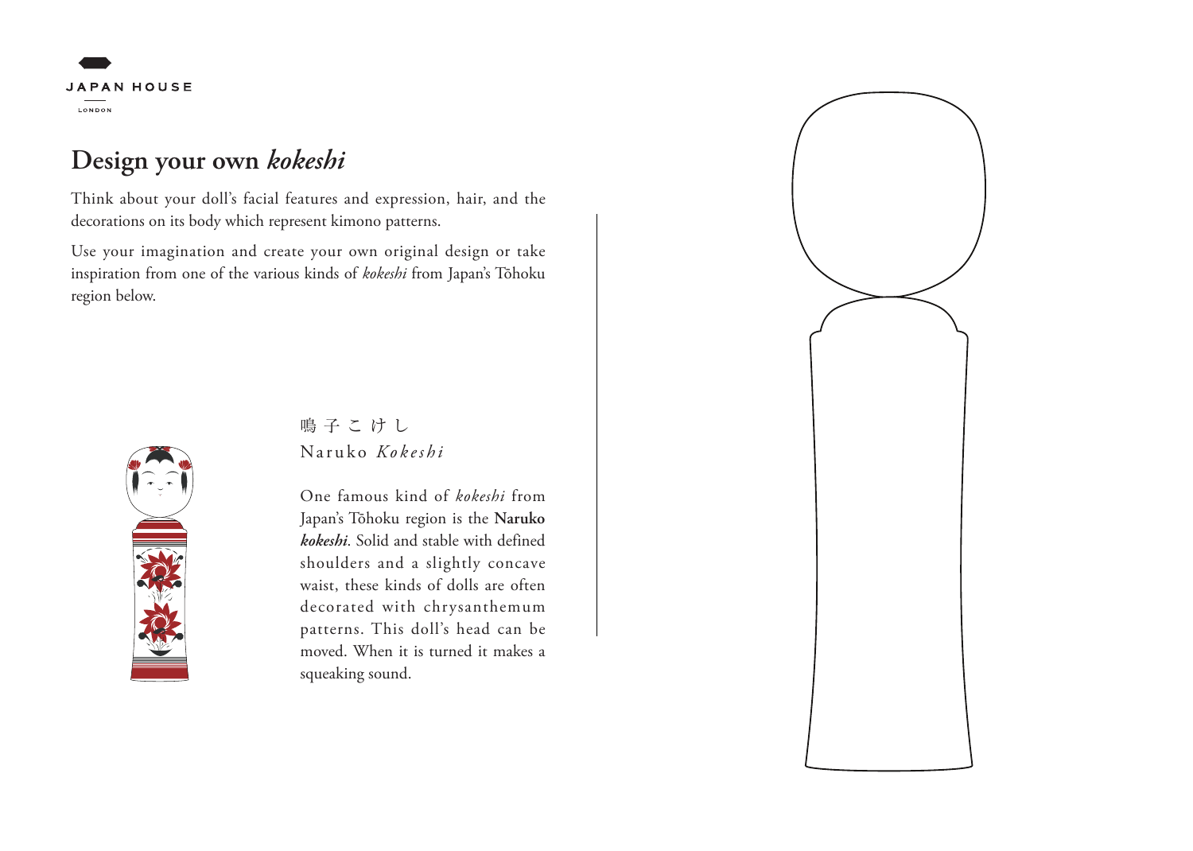JAPAN HOUSE

LONDON

# Design your own *kokeshi*

Think about your doll's facial features and expression, hair, and the decorations on its body which represent kimono patterns.

Use your imagination and create your own original design or take inspiration from one of the various kinds of *kokeshi* from Japan's Tōhoku region below.

鳴子こけし
Naruko *Kokeshi*

One famous kind of *kokeshi* from Japan's Tōhoku region is the **Naruko *kokeshi***. Solid and stable with defined shoulders and a slightly concave waist, these kinds of dolls are often decorated with chrysanthemum patterns. This doll's head can be moved. When it is turned it makes a squeaking sound.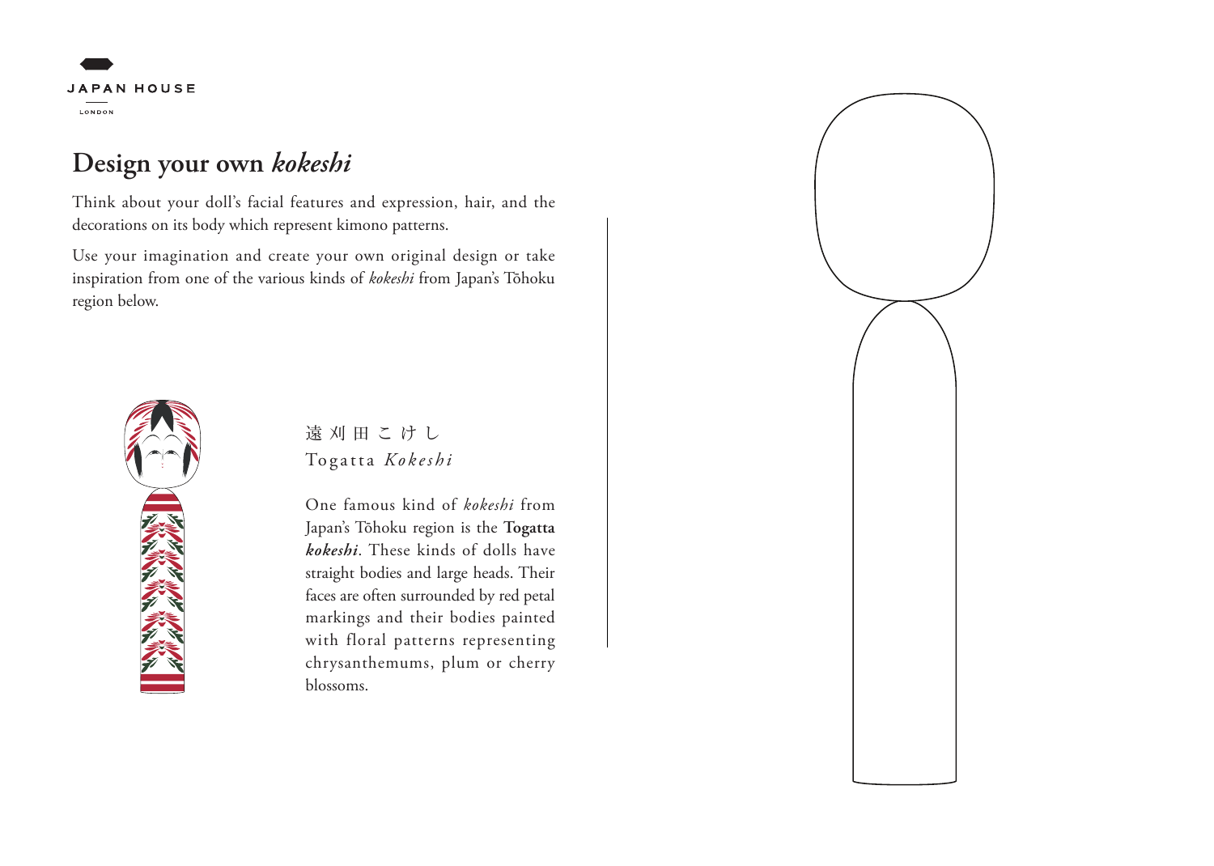# Design your own *kokeshi*

Think about your doll's facial features and expression, hair, and the decorations on its body which represent kimono patterns.

Use your imagination and create your own original design or take inspiration from one of the various kinds of *kokeshi* from Japan's Tōhoku region below.

遠 刈 田 こ け し

Togatta *Kokeshi*

One famous kind of *kokeshi* from Japan's Tōhoku region is the **Togatta *kokeshi***. These kinds of dolls have straight bodies and large heads. Their faces are often surrounded by red petal markings and their bodies painted with floral patterns representing chrysanthemums, plum or cherry blossoms.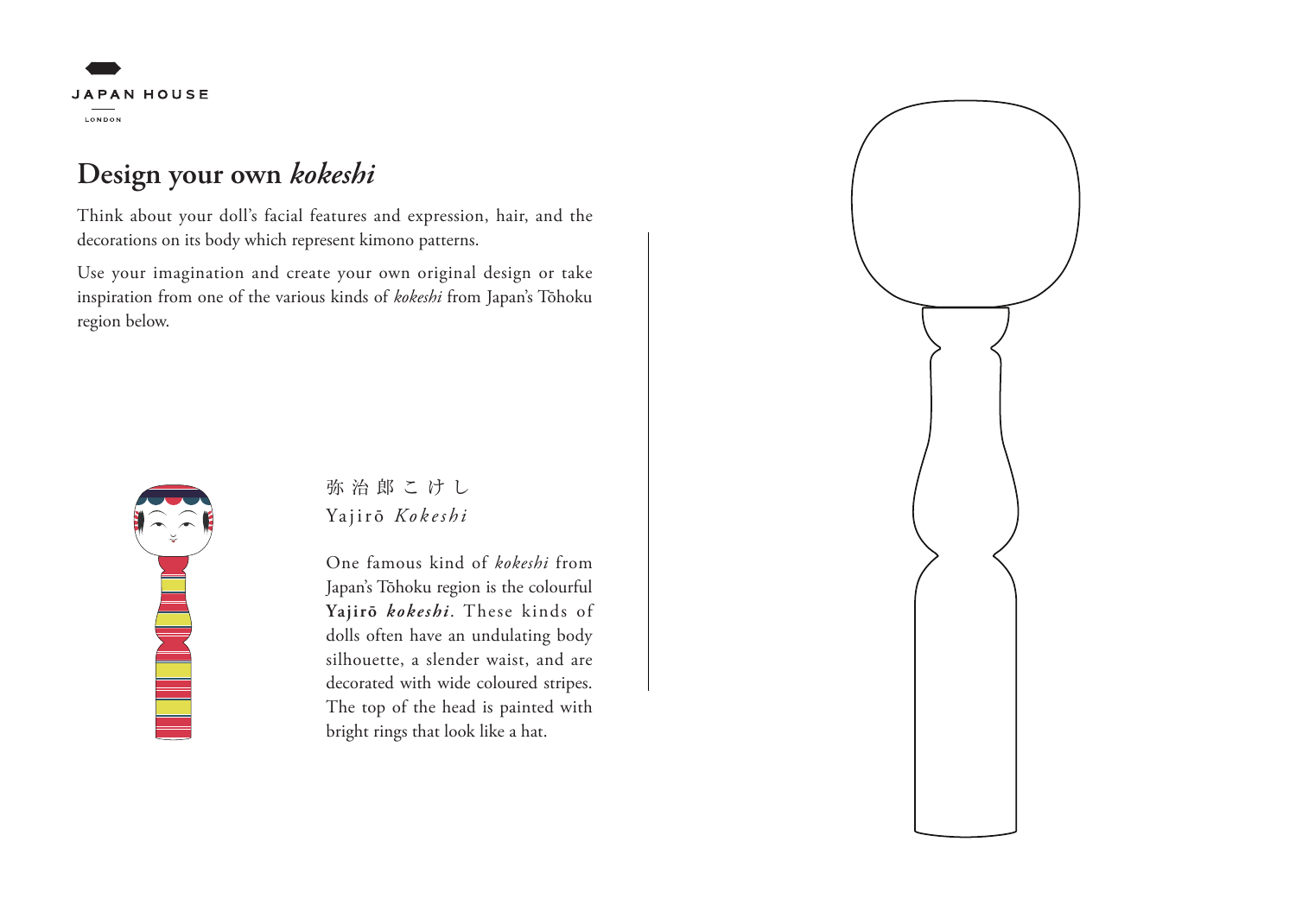JAPAN HOUSE

LONDON

# Design your own *kokeshi*

Think about your doll's facial features and expression, hair, and the decorations on its body which represent kimono patterns.

Use your imagination and create your own original design or take inspiration from one of the various kinds of *kokeshi* from Japan's Tōhoku region below.

弥 治 郎 こ け し

Yajirō *Kokeshi*

One famous kind of *kokeshi* from Japan's Tōhoku region is the colourful **Yajirō *kokeshi***. These kinds of dolls often have an undulating body silhouette, a slender waist, and are decorated with wide coloured stripes. The top of the head is painted with bright rings that look like a hat.